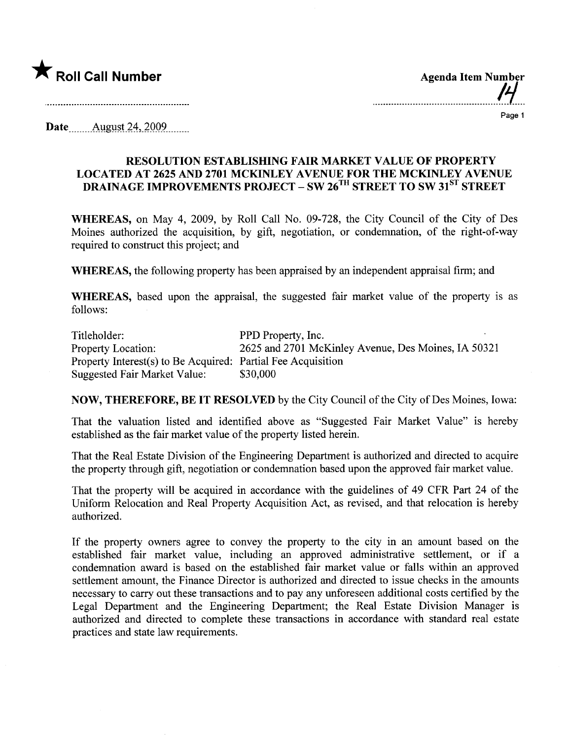★ **Roll Call Number**

**Agenda Item Number**
14

Date August 24, 2009

## RESOLUTION ESTABLISHING FAIR MARKET VALUE OF PROPERTY LOCATED AT 2625 AND 2701 MCKINLEY AVENUE FOR THE MCKINLEY AVENUE DRAINAGE IMPROVEMENTS PROJECT – SW 26TH STREET TO SW 31ST STREET

**WHEREAS,** on May 4, 2009, by Roll Call No. 09-728, the City Council of the City of Des Moines authorized the acquisition, by gift, negotiation, or condemnation, of the right-of-way required to construct this project; and

**WHEREAS,** the following property has been appraised by an independent appraisal firm; and

**WHEREAS,** based upon the appraisal, the suggested fair market value of the property is as follows:

| | |
|---|---|
| Titleholder: | PPD Property, Inc. |
| Property Location: | 2625 and 2701 McKinley Avenue, Des Moines, IA 50321 |
| Property Interest(s) to Be Acquired: | Partial Fee Acquisition |
| Suggested Fair Market Value: | $30,000 |

**NOW, THEREFORE, BE IT RESOLVED** by the City Council of the City of Des Moines, Iowa:

That the valuation listed and identified above as "Suggested Fair Market Value" is hereby established as the fair market value of the property listed herein.

That the Real Estate Division of the Engineering Department is authorized and directed to acquire the property through gift, negotiation or condemnation based upon the approved fair market value.

That the property will be acquired in accordance with the guidelines of 49 CFR Part 24 of the Uniform Relocation and Real Property Acquisition Act, as revised, and that relocation is hereby authorized.

If the property owners agree to convey the property to the city in an amount based on the established fair market value, including an approved administrative settlement, or if a condemnation award is based on the established fair market value or falls within an approved settlement amount, the Finance Director is authorized and directed to issue checks in the amounts necessary to carry out these transactions and to pay any unforeseen additional costs certified by the Legal Department and the Engineering Department; the Real Estate Division Manager is authorized and directed to complete these transactions in accordance with standard real estate practices and state law requirements.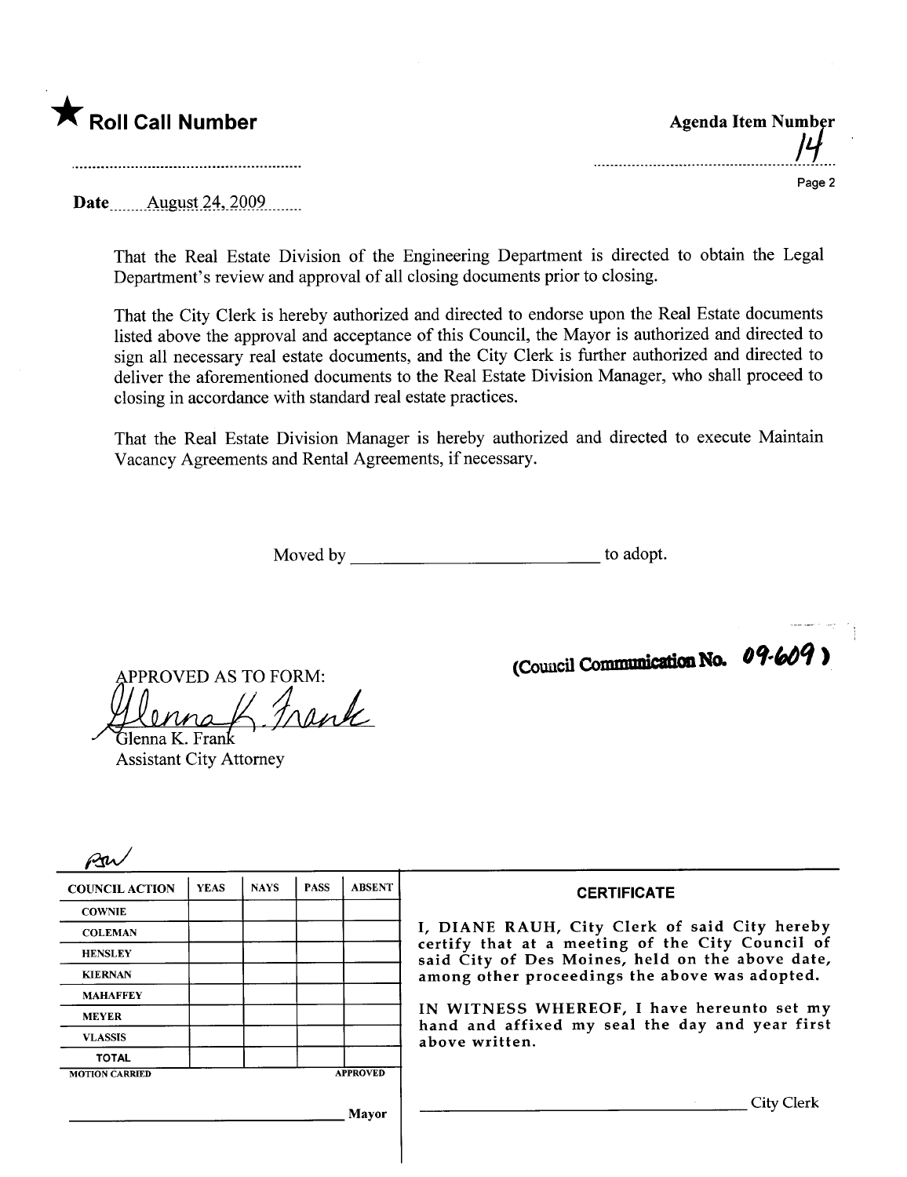★ **Roll Call Number**

**Agenda Item Number**
14

**Date** August 24, 2009

That the Real Estate Division of the Engineering Department is directed to obtain the Legal Department's review and approval of all closing documents prior to closing.

That the City Clerk is hereby authorized and directed to endorse upon the Real Estate documents listed above the approval and acceptance of this Council, the Mayor is authorized and directed to sign all necessary real estate documents, and the City Clerk is further authorized and directed to deliver the aforementioned documents to the Real Estate Division Manager, who shall proceed to closing in accordance with standard real estate practices.

That the Real Estate Division Manager is hereby authorized and directed to execute Maintain Vacancy Agreements and Rental Agreements, if necessary.

Moved by ______________________ to adopt.

(Council Communication No. 09-609)

APPROVED AS TO FORM:

Glenna K. Frank
Glenna K. Frank
Assistant City Attorney

| COUNCIL ACTION | YEAS | NAYS | PASS | ABSENT |
|---|---|---|---|---|
| COWNIE | | | | |
| COLEMAN | | | | |
| HENSLEY | | | | |
| KIERNAN | | | | |
| MAHAFFEY | | | | |
| MEYER | | | | |
| VLASSIS | | | | |
| TOTAL | | | | |

MOTION CARRIED APPROVED

______________________ Mayor

**CERTIFICATE**

I, DIANE RAUH, City Clerk of said City hereby certify that at a meeting of the City Council of said City of Des Moines, held on the above date, among other proceedings the above was adopted.

IN WITNESS WHEREOF, I have hereunto set my hand and affixed my seal the day and year first above written.

______________________ City Clerk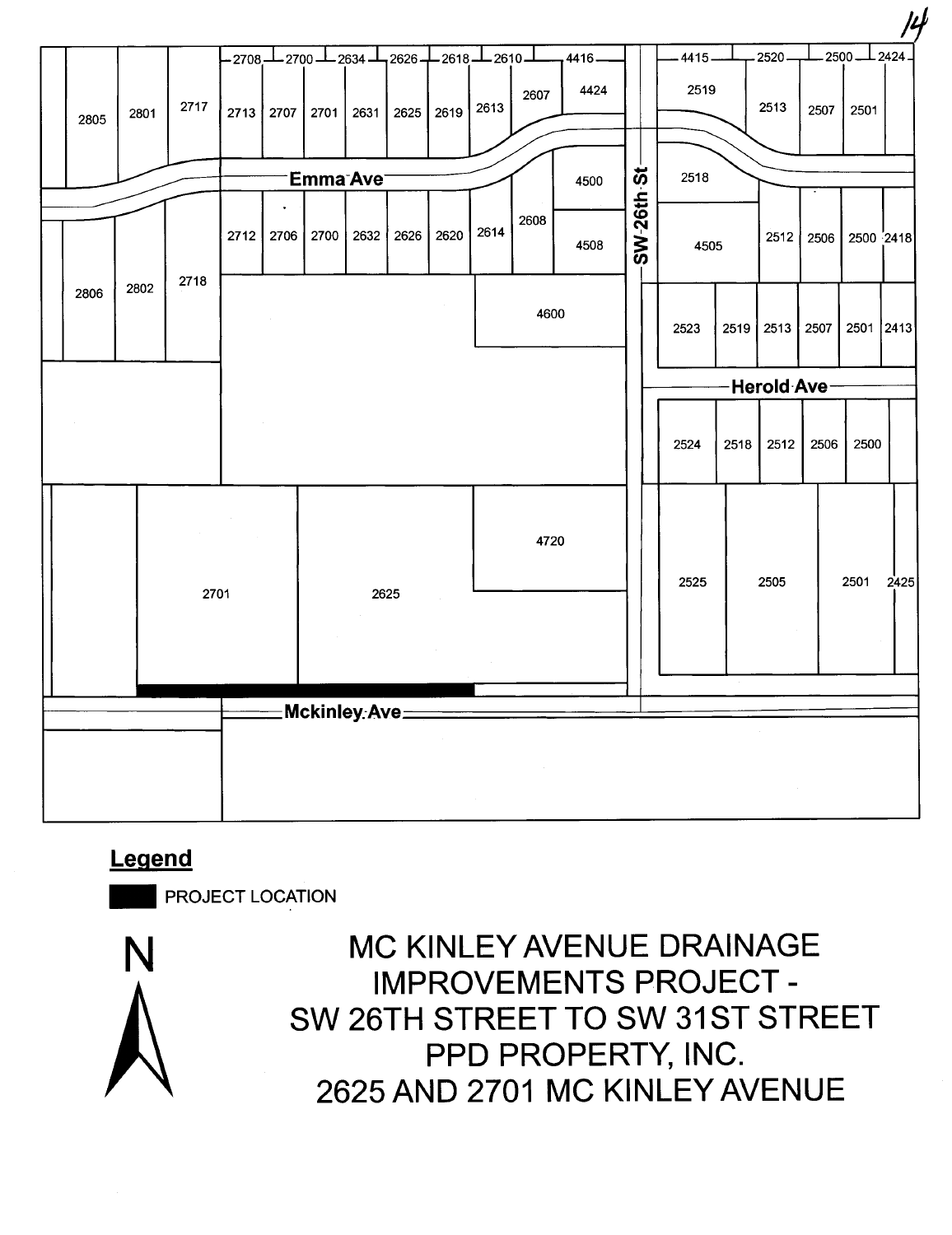14

Emma Ave

SW 26th St

Herold Ave

Mckinley Ave

2708 2700 2634 2626 2618 2610 4416 4415 2520 2500 2424

2805 2801 2717 2713 2707 2701 2631 2625 2619 2613 2607 4424 2519 2513 2507 2501

4500 2518

2712 2706 2700 2632 2626 2620 2614 2608 4508 4505 2512 2506 2500 2418

2806 2802 2718

4600

2523 2519 2513 2507 2501 2413

2524 2518 2512 2506 2500

4720

2701 2625 2525 2505 2501 2425

**Legend**

PROJECT LOCATION

N

MC KINLEY AVENUE DRAINAGE IMPROVEMENTS PROJECT - SW 26TH STREET TO SW 31ST STREET PPD PROPERTY, INC. 2625 AND 2701 MC KINLEY AVENUE